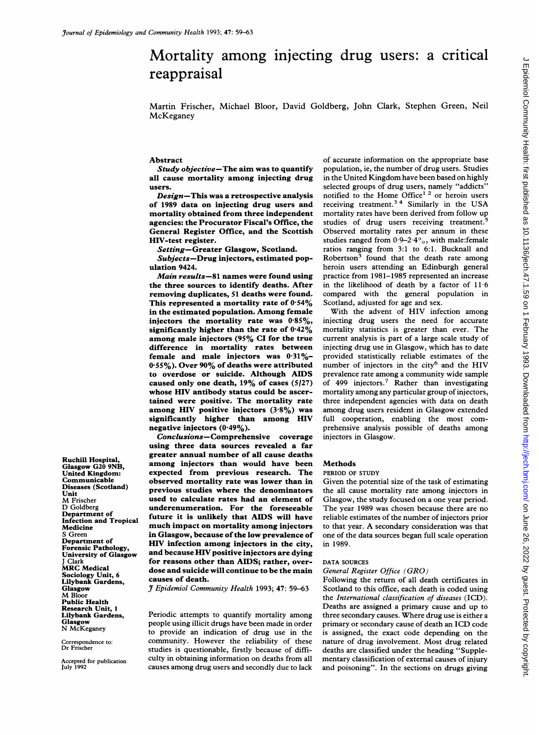# Mortality among injecting drug users: a critical reappraisal

Martin Frischer, Michael Bloor, David Goldberg, John Clark, Stephen Green, Neil McKeganey

Ruchill Hospital, Glasgow G20 9NB, United Kingdom: Communicable Diseases (Scotland) Unit
M Frischer
D Goldberg

Department of Infection and Tropical Medicine
S Green

Department of Forensic Pathology, University of Glasgow
J Clark

MRC Medical Sociology Unit, 6 Lilybank Gardens, Glasgow
M Bloor

Public Health Research Unit, 1 Lilybank Gardens, Glasgow
N McKeganey

Correspondence to: Dr Frischer

Accepted for publication July 1992

## Abstract

***Study objective*—The aim was to quantify all cause mortality among injecting drug users.**

***Design*—This was a retrospective analysis of 1989 data on injecting drug users and mortality obtained from three independent agencies: the Procurator Fiscal's Office, the General Register Office, and the Scottish HIV-test register.**

***Setting*—Greater Glasgow, Scotland.**

***Subjects*—Drug injectors, estimated population 9424.**

***Main results*—81 names were found using the three sources to identify deaths. After removing duplicates, 51 deaths were found. This represented a mortality rate of 0·54% in the estimated population. Among female injectors the mortality rate was 0·85%, significantly higher than the rate of 0·42% among male injectors (95% CI for the true difference in mortality rates between female and male injectors was 0·31%–0·55%). Over 90% of deaths were attributed to overdose or suicide. Although AIDS caused only one death, 19% of cases (5/27) whose HIV antibody status could be ascertained were positive. The mortality rate among HIV positive injectors (3·8%) was significantly higher than among HIV negative injectors (0·49%).**

***Conclusions*—Comprehensive coverage using three data sources revealed a far greater annual number of all cause deaths among injectors than would have been expected from previous research. The observed mortality rate was lower than in previous studies where the denominators used to calculate rates had an element of underenumeration. For the foreseeable future it is unlikely that AIDS will have much impact on mortality among injectors in Glasgow, because of the low prevalence of HIV infection among injectors in the city, and because HIV positive injectors are dying for reasons other than AIDS; rather, overdose and suicide will continue to be the main causes of death.**

*J Epidemiol Community Health* 1993; 47: 59–63

Periodic attempts to quantify mortality among people using illicit drugs have been made in order to provide an indication of drug use in the community. However the reliability of these studies is questionable, firstly because of difficulty in obtaining information on deaths from all causes among drug users and secondly due to lack of accurate information on the appropriate base population, ie, the number of drug users. Studies in the United Kingdom have been based on highly selected groups of drug users, namely "addicts" notified to the Home Office[1 2] or heroin users receiving treatment.[3 4] Similarly in the USA mortality rates have been derived from follow up studies of drug users receiving treatment.[5] Observed mortality rates per annum in these studies ranged from 0·9–2·4%, with male:female ratios ranging from 3:1 to 6:1. Bucknall and Robertson[3] found that the death rate among heroin users attending an Edinburgh general practice from 1981–1985 represented an increase in the likelihood of death by a factor of 11·6 compared with the general population in Scotland, adjusted for age and sex.

With the advent of HIV infection among injecting drug users the need for accurate mortality statistics is greater than ever. The current analysis is part of a large scale study of injecting drug use in Glasgow, which has to date provided statistically reliable estimates of the number of injectors in the city[6] and the HIV prevalence rate among a community wide sample of 499 injectors.[7] Rather than investigating mortality among any particular group of injectors, three independent agencies with data on death among drug users resident in Glasgow extended full cooperation, enabling the most comprehensive analysis possible of deaths among injectors in Glasgow.

## Methods

### PERIOD OF STUDY

Given the potential size of the task of estimating the all cause mortality rate among injectors in Glasgow, the study focused on a one year period. The year 1989 was chosen because there are no reliable estimates of the number of injectors prior to that year. A secondary consideration was that one of the data sources began full scale operation in 1989.

### DATA SOURCES

#### *General Register Office (GRO)*

Following the return of all death certificates in Scotland to this office, each death is coded using the *International classification of diseases* (ICD). Deaths are assigned a primary cause and up to three secondary causes. Where drug use is either a primary or secondary cause of death an ICD code is assigned, the exact code depending on the nature of drug involvement. Most drug related deaths are classified under the heading "Supplementary classification of external causes of injury and poisoning". In the sections on drugs giving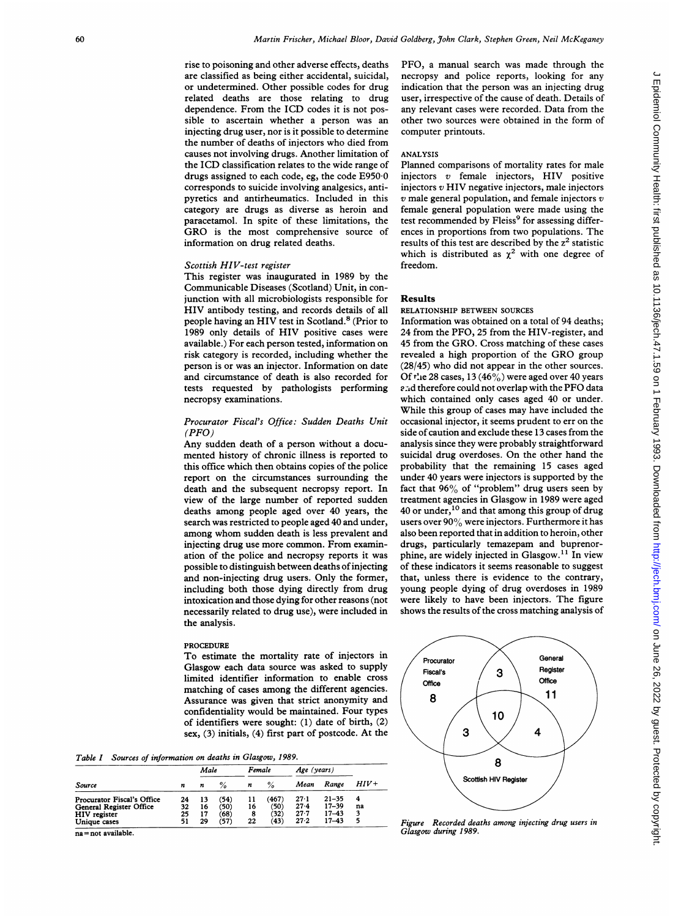rise to poisoning and other adverse effects, deaths are classified as being either accidental, suicidal, or undetermined. Other possible codes for drug related deaths are those relating to drug dependence. From the ICD codes it is not possible to ascertain whether a person was an injecting drug user, nor is it possible to determine the number of deaths of injectors who died from causes not involving drugs. Another limitation of the ICD classification relates to the wide range of drugs assigned to each code, eg, the code E950·0 corresponds to suicide involving analgesics, antipyretics and antirheumatics. Included in this category are drugs as diverse as heroin and paracetamol. In spite of these limitations, the GRO is the most comprehensive source of information on drug related deaths.

### *Scottish HIV-test register*

This register was inaugurated in 1989 by the Communicable Diseases (Scotland) Unit, in conjunction with all microbiologists responsible for HIV antibody testing, and records details of all people having an HIV test in Scotland.[8] (Prior to 1989 only details of HIV positive cases were available.) For each person tested, information on risk category is recorded, including whether the person is or was an injector. Information on date and circumstance of death is also recorded for tests requested by pathologists performing necropsy examinations.

### *Procurator Fiscal's Office: Sudden Deaths Unit (PFO)*

Any sudden death of a person without a documented history of chronic illness is reported to this office which then obtains copies of the police report on the circumstances surrounding the death and the subsequent necropsy report. In view of the large number of reported sudden deaths among people aged over 40 years, the search was restricted to people aged 40 and under, among whom sudden death is less prevalent and injecting drug use more common. From examination of the police and necropsy reports it was possible to distinguish between deaths of injecting and non-injecting drug users. Only the former, including both those dying directly from drug intoxication and those dying for other reasons (not necessarily related to drug use), were included in the analysis.

### PROCEDURE

To estimate the mortality rate of injectors in Glasgow each data source was asked to supply limited identifier information to enable cross matching of cases among the different agencies. Assurance was given that strict anonymity and confidentiality would be maintained. Four types of identifiers were sought: (1) date of birth, (2) sex, (3) initials, (4) first part of postcode. At the PFO, a manual search was made through the necropsy and police reports, looking for any indication that the person was an injecting drug user, irrespective of the cause of death. Details of any relevant cases were recorded. Data from the other two sources were obtained in the form of computer printouts.

### ANALYSIS

Planned comparisons of mortality rates for male injectors *v* female injectors, HIV positive injectors *v* HIV negative injectors, male injectors *v* male general population, and female injectors *v* female general population were made using the test recommended by Fleiss[9] for assessing differences in proportions from two populations. The results of this test are described by the $z^2$ statistic which is distributed as $\chi^2$ with one degree of freedom.

*Table I Sources of information on deaths in Glasgow, 1989.*

| Source | n | Male n | Male % | Female n | Female % | Age (years) Mean | Age (years) Range | HIV+ |
|---|---|---|---|---|---|---|---|---|
| Procurator Fiscal's Office | 24 | 13 | (54) | 11 | (467) | 27·1 | 21–35 | 4 |
| General Register Office | 32 | 16 | (50) | 16 | (50) | 27·4 | 17–39 | na |
| HIV register | 25 | 17 | (68) | 8 | (32) | 27·7 | 17–43 | 3 |
| Unique cases | 51 | 29 | (57) | 22 | (43) | 27·2 | 17–43 | 5 |

na = not available.

## Results

### RELATIONSHIP BETWEEN SOURCES

Information was obtained on a total of 94 deaths; 24 from the PFO, 25 from the HIV-register, and 45 from the GRO. Cross matching of these cases revealed a high proportion of the GRO group (28/45) who did not appear in the other sources. Of the 28 cases, 13 (46%) were aged over 40 years and therefore could not overlap with the PFO data which contained only cases aged 40 or under. While this group of cases may have included the occasional injector, it seems prudent to err on the side of caution and exclude these 13 cases from the analysis since they were probably straightforward suicidal drug overdoses. On the other hand the probability that the remaining 15 cases aged under 40 years were injectors is supported by the fact that 96% of "problem" drug users seen by treatment agencies in Glasgow in 1989 were aged 40 or under,[10] and that among this group of drug users over 90% were injectors. Furthermore it has also been reported that in addition to heroin, other drugs, particularly temazepam and buprenorphine, are widely injected in Glasgow.[11] In view of these indicators it seems reasonable to suggest that, unless there is evidence to the contrary, young people dying of drug overdoses in 1989 were likely to have been injectors. The figure shows the results of the cross matching analysis of

| Region | n |
|---|---|
| Procurator Fiscal's Office only | 8 |
| General Register Office only | 11 |
| Scottish HIV Register only | 8 |
| Procurator Fiscal's Office and General Register Office | 3 |
| Procurator Fiscal's Office and Scottish HIV Register | 3 |
| General Register Office and Scottish HIV Register | 4 |
| All three sources | 10 |

*Figure Recorded deaths among injecting drug users in Glasgow during 1989.*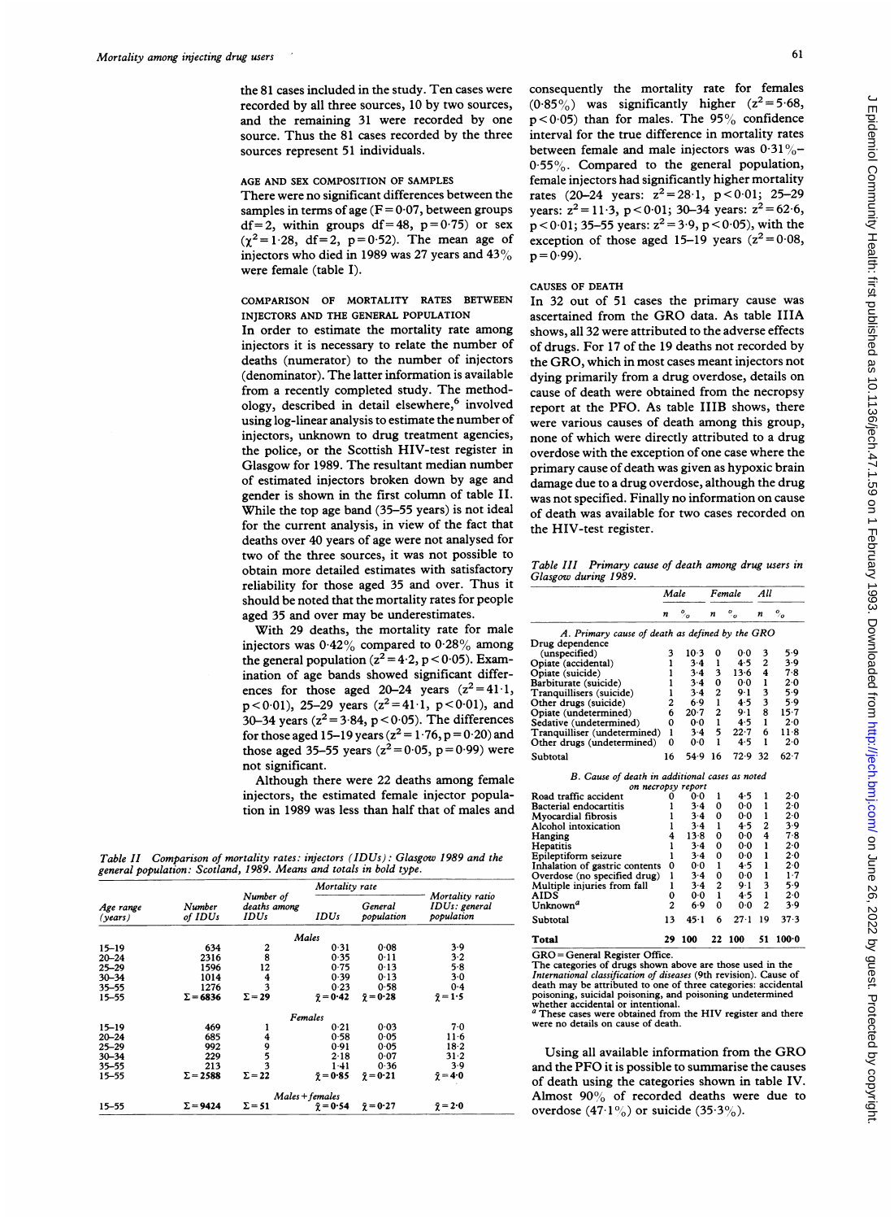the 81 cases included in the study. Ten cases were recorded by all three sources, 10 by two sources, and the remaining 31 were recorded by one source. Thus the 81 cases recorded by the three sources represent 51 individuals.

## AGE AND SEX COMPOSITION OF SAMPLES

There were no significant differences between the samples in terms of age ($F = 0.07$, between groups df = 2, within groups df = 48, $p = 0.75$) or sex ($\chi^2 = 1.28$, df = 2, $p = 0.52$). The mean age of injectors who died in 1989 was 27 years and 43% were female (table I).

## COMPARISON OF MORTALITY RATES BETWEEN INJECTORS AND THE GENERAL POPULATION

In order to estimate the mortality rate among injectors it is necessary to relate the number of deaths (numerator) to the number of injectors (denominator). The latter information is available from a recently completed study. The methodology, described in detail elsewhere,[6] involved using log-linear analysis to estimate the number of injectors, unknown to drug treatment agencies, the police, or the Scottish HIV-test register in Glasgow for 1989. The resultant median number of estimated injectors broken down by age and gender is shown in the first column of table II. While the top age band (35–55 years) is not ideal for the current analysis, in view of the fact that deaths over 40 years of age were not analysed for two of the three sources, it was not possible to obtain more detailed estimates with satisfactory reliability for those aged 35 and over. Thus it should be noted that the mortality rates for people aged 35 and over may be underestimates.

With 29 deaths, the mortality rate for male injectors was 0·42% compared to 0·28% among the general population ($z^2 = 4.2$, $p < 0.05$). Examination of age bands showed significant differences for those aged 20–24 years ($z^2 = 41.1$, $p < 0.01$), 25–29 years ($z^2 = 41.1$, $p < 0.01$), and 30–34 years ($z^2 = 3.84$, $p < 0.05$). The differences for those aged 15–19 years ($z^2 = 1.76$, $p = 0.20$) and those aged 35–55 years ($z^2 = 0.05$, $p = 0.99$) were not significant.

Although there were 22 deaths among female injectors, the estimated female injector population in 1989 was less than half that of males and consequently the mortality rate for females (0·85%) was significantly higher ($z^2 = 5.68$, $p < 0.05$) than for males. The 95% confidence interval for the true difference in mortality rates between female and male injectors was 0·31%–0·55%. Compared to the general population, female injectors had significantly higher mortality rates (20–24 years: $z^2 = 28.1$, $p < 0.01$; 25–29 years: $z^2 = 11.3$, $p < 0.01$; 30–34 years: $z^2 = 62.6$, $p < 0.01$; 35–55 years: $z^2 = 3.9$, $p < 0.05$), with the exception of those aged 15–19 years ($z^2 = 0.08$, $p = 0.99$).

*Table II Comparison of mortality rates: injectors (IDUs): Glasgow 1989 and the general population: Scotland, 1989. Means and totals in bold type.*

| Age range (years) | Number of IDUs | Number of deaths among IDUs | Mortality rate: IDUs | Mortality rate: General population | Mortality ratio IDUs: general population |
|---|---|---|---|---|---|
| | | *Males* | | | |
| 15–19 | 634 | 2 | 0·31 | 0·08 | 3·9 |
| 20–24 | 2316 | 8 | 0·35 | 0·11 | 3·2 |
| 25–29 | 1596 | 12 | 0·75 | 0·13 | 5·8 |
| 30–34 | 1014 | 4 | 0·39 | 0·13 | 3·0 |
| 35–55 | 1276 | 3 | 0·23 | 0·58 | 0·4 |
| 15–55 | **Σ = 6836** | **Σ = 29** | **$\bar{x}$ = 0·42** | **$\bar{x}$ = 0·28** | **$\bar{x}$ = 1·5** |
| | | *Females* | | | |
| 15–19 | 469 | 1 | 0·21 | 0·03 | 7·0 |
| 20–24 | 685 | 4 | 0·58 | 0·05 | 11·6 |
| 25–29 | 992 | 9 | 0·91 | 0·05 | 18·2 |
| 30–34 | 229 | 5 | 2·18 | 0·07 | 31·2 |
| 35–55 | 213 | 3 | 1·41 | 0·36 | 3·9 |
| 15–55 | **Σ = 2588** | **Σ = 22** | **$\bar{x}$ = 0·85** | **$\bar{x}$ = 0·21** | **$\bar{x}$ = 4·0** |
| | | *Males + females* | | | |
| 15–55 | **Σ = 9424** | **Σ = 51** | **$\bar{x}$ = 0·54** | **$\bar{x}$ = 0·27** | **$\bar{x}$ = 2·0** |

## CAUSES OF DEATH

In 32 out of 51 cases the primary cause was ascertained from the GRO data. As table IIIA shows, all 32 were attributed to the adverse effects of drugs. For 17 of the 19 deaths not recorded by the GRO, which in most cases meant injectors not dying primarily from a drug overdose, details on cause of death were obtained from the necropsy report at the PFO. As table IIIB shows, there were various causes of death among this group, none of which were directly attributed to a drug overdose with the exception of one case where the primary cause of death was given as hypoxic brain damage due to a drug overdose, although the drug was not specified. Finally no information on cause of death was available for two cases recorded on the HIV-test register.

*Table III Primary cause of death among drug users in Glasgow during 1989.*

| | Male n | Male % | Female n | Female % | All n | All % |
|---|---|---|---|---|---|---|
| *A. Primary cause of death as defined by the GRO* | | | | | | |
| Drug dependence (unspecified) | 3 | 10·3 | 0 | 0·0 | 3 | 5·9 |
| Opiate (accidental) | 1 | 3·4 | 1 | 4·5 | 2 | 3·9 |
| Opiate (suicide) | 1 | 3·4 | 3 | 13·6 | 4 | 7·8 |
| Barbiturate (suicide) | 1 | 3·4 | 0 | 0·0 | 1 | 2·0 |
| Tranquillisers (suicide) | 1 | 3·4 | 2 | 9·1 | 3 | 5·9 |
| Other drugs (suicide) | 2 | 6·9 | 1 | 4·5 | 3 | 5·9 |
| Opiate (undetermined) | 6 | 20·7 | 2 | 9·1 | 8 | 15·7 |
| Sedative (undetermined) | 0 | 0·0 | 1 | 4·5 | 1 | 2·0 |
| Tranquilliser (undetermined) | 1 | 3·4 | 5 | 22·7 | 6 | 11·8 |
| Other drugs (undetermined) | 0 | 0·0 | 1 | 4·5 | 1 | 2·0 |
| Subtotal | 16 | 54·9 | 16 | 72·9 | 32 | 62·7 |
| *B. Cause of death in additional cases as noted on necropsy report* | | | | | | |
| Road traffic accident | 0 | 0·0 | 1 | 4·5 | 1 | 2·0 |
| Bacterial endocarditis | 1 | 3·4 | 0 | 0·0 | 1 | 2·0 |
| Myocardial fibrosis | 1 | 3·4 | 0 | 0·0 | 1 | 2·0 |
| Alcohol intoxication | 1 | 3·4 | 1 | 4·5 | 2 | 3·9 |
| Hanging | 4 | 13·8 | 0 | 0·0 | 4 | 7·8 |
| Hepatitis | 1 | 3·4 | 0 | 0·0 | 1 | 2·0 |
| Epileptiform seizure | 1 | 3·4 | 0 | 0·0 | 1 | 2·0 |
| Inhalation of gastric contents | 0 | 0·0 | 1 | 4·5 | 1 | 2·0 |
| Overdose (no specified drug) | 1 | 3·4 | 0 | 0·0 | 1 | 1·7 |
| Multiple injuries from fall | 1 | 3·4 | 2 | 9·1 | 3 | 5·9 |
| AIDS | 0 | 0·0 | 1 | 4·5 | 1 | 2·0 |
| Unknown[a] | 2 | 6·9 | 0 | 0·0 | 2 | 3·9 |
| Subtotal | 13 | 45·1 | 6 | 27·1 | 19 | 37·3 |
| **Total** | **29** | **100** | **22** | **100** | **51** | **100·0** |

GRO = General Register Office.
The categories of drugs shown above are those used in the *International classification of diseases* (9th revision). Cause of death may be attributed to one of three categories: accidental poisoning, suicidal poisoning, and poisoning undetermined whether accidental or intentional.
[a] These cases were obtained from the HIV register and there were no details on cause of death.

Using all available information from the GRO and the PFO it is possible to summarise the causes of death using the categories shown in table IV. Almost 90% of recorded deaths were due to overdose (47·1%) or suicide (35·3%).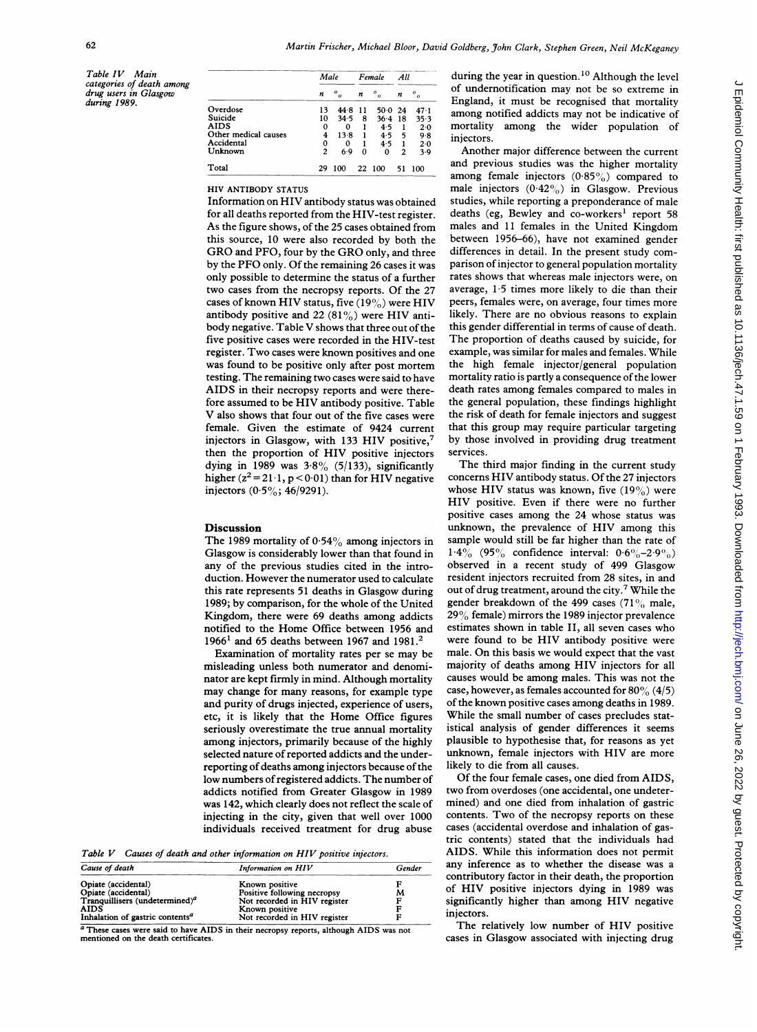Table IV Main categories of death among drug users in Glasgow during 1989.

| | Male | | Female | | All | |
|---|---|---|---|---|---|---|
| | n | % | n | % | n | % |
| Overdose | 13 | 44·8 | 11 | 50·0 | 24 | 47·1 |
| Suicide | 10 | 34·5 | 8 | 36·4 | 18 | 35·3 |
| AIDS | 0 | 0 | 1 | 4·5 | 1 | 2·0 |
| Other medical causes | 4 | 13·8 | 1 | 4·5 | 5 | 9·8 |
| Accidental | 0 | 0 | 1 | 4·5 | 1 | 2·0 |
| Unknown | 2 | 6·9 | 0 | 0 | 2 | 3·9 |
| Total | 29 | 100 | 22 | 100 | 51 | 100 |

### HIV ANTIBODY STATUS

Information on HIV antibody status was obtained for all deaths reported from the HIV-test register. As the figure shows, of the 25 cases obtained from this source, 10 were also recorded by both the GRO and PFO, four by the GRO only, and three by the PFO only. Of the remaining 26 cases it was only possible to determine the status of a further two cases from the necropsy reports. Of the 27 cases of known HIV status, five (19%) were HIV antibody positive and 22 (81%) were HIV antibody negative. Table V shows that three out of the five positive cases were recorded in the HIV-test register. Two cases were known positives and one was found to be positive only after post mortem testing. The remaining two cases were said to have AIDS in their necropsy reports and were therefore assumed to be HIV antibody positive. Table V also shows that four out of the five cases were female. Given the estimate of 9424 current injectors in Glasgow, with 133 HIV positive,[7] then the proportion of HIV positive injectors dying in 1989 was 3·8% (5/133), significantly higher ($z^2 = 21 \cdot 1$, $p < 0 \cdot 01$) than for HIV negative injectors (0·5%; 46/9291).

## Discussion

The 1989 mortality of 0·54% among injectors in Glasgow is considerably lower than that found in any of the previous studies cited in the introduction. However the numerator used to calculate this rate represents 51 deaths in Glasgow during 1989; by comparison, for the whole of the United Kingdom, there were 69 deaths among addicts notified to the Home Office between 1956 and 1966[1] and 65 deaths between 1967 and 1981.[2]

Examination of mortality rates per se may be misleading unless both numerator and denominator are kept firmly in mind. Although mortality may change for many reasons, for example type and purity of drugs injected, experience of users, etc, it is likely that the Home Office figures seriously overestimate the true annual mortality among injectors, primarily because of the highly selected nature of reported addicts and the under-reporting of deaths among injectors because of the low numbers of registered addicts. The number of addicts notified from Greater Glasgow in 1989 was 142, which clearly does not reflect the scale of injecting in the city, given that well over 1000 individuals received treatment for drug abuse during the year in question.[10] Although the level of undernotification may not be so extreme in England, it must be recognised that mortality among notified addicts may not be indicative of mortality among the wider population of injectors.

Another major difference between the current and previous studies was the higher mortality among female injectors (0·85%) compared to male injectors (0·42%) in Glasgow. Previous studies, while reporting a preponderance of male deaths (eg, Bewley and co-workers[1] report 58 males and 11 females in the United Kingdom between 1956–66), have not examined gender differences in detail. In the present study comparison of injector to general population mortality rates shows that whereas male injectors were, on average, 1·5 times more likely to die than their peers, females were, on average, four times more likely. There are no obvious reasons to explain this gender differential in terms of cause of death. The proportion of deaths caused by suicide, for example, was similar for males and females. While the high female injector/general population mortality ratio is partly a consequence of the lower death rates among females compared to males in the general population, these findings highlight the risk of death for female injectors and suggest that this group may require particular targeting by those involved in providing drug treatment services.

The third major finding in the current study concerns HIV antibody status. Of the 27 injectors whose HIV status was known, five (19%) were HIV positive. Even if there were no further positive cases among the 24 whose status was unknown, the prevalence of HIV among this sample would still be far higher than the rate of 1·4% (95% confidence interval: 0·6%–2·9%) observed in a recent study of 499 Glasgow resident injectors recruited from 28 sites, in and out of drug treatment, around the city.[7] While the gender breakdown of the 499 cases (71% male, 29% female) mirrors the 1989 injector prevalence estimates shown in table II, all seven cases who were found to be HIV antibody positive were male. On this basis we would expect that the vast majority of deaths among HIV injectors for all causes would be among males. This was not the case, however, as females accounted for 80% (4/5) of the known positive cases among deaths in 1989. While the small number of cases precludes statistical analysis of gender differences it seems plausible to hypothesise that, for reasons as yet unknown, female injectors with HIV are more likely to die from all causes.

Of the four female cases, one died from AIDS, two from overdoses (one accidental, one undetermined) and one died from inhalation of gastric contents. Two of the necropsy reports on these cases (accidental overdose and inhalation of gastric contents) stated that the individuals had AIDS. While this information does not permit any inference as to whether the disease was a contributory factor in their death, the proportion of HIV positive injectors dying in 1989 was significantly higher than among HIV negative injectors.

The relatively low number of HIV positive cases in Glasgow associated with injecting drug

Table V Causes of death and other information on HIV positive injectors.

| Cause of death | Information on HIV | Gender |
|---|---|---|
| Opiate (accidental) | Known positive | F |
| Opiate (accidental) | Positive following necropsy | M |
| Tranquillisers (undetermined)[a] | Not recorded in HIV register | F |
| AIDS | Known positive | F |
| Inhalation of gastric contents[a] | Not recorded in HIV register | F |

[a] These cases were said to have AIDS in their necropsy reports, although AIDS was not mentioned on the death certificates.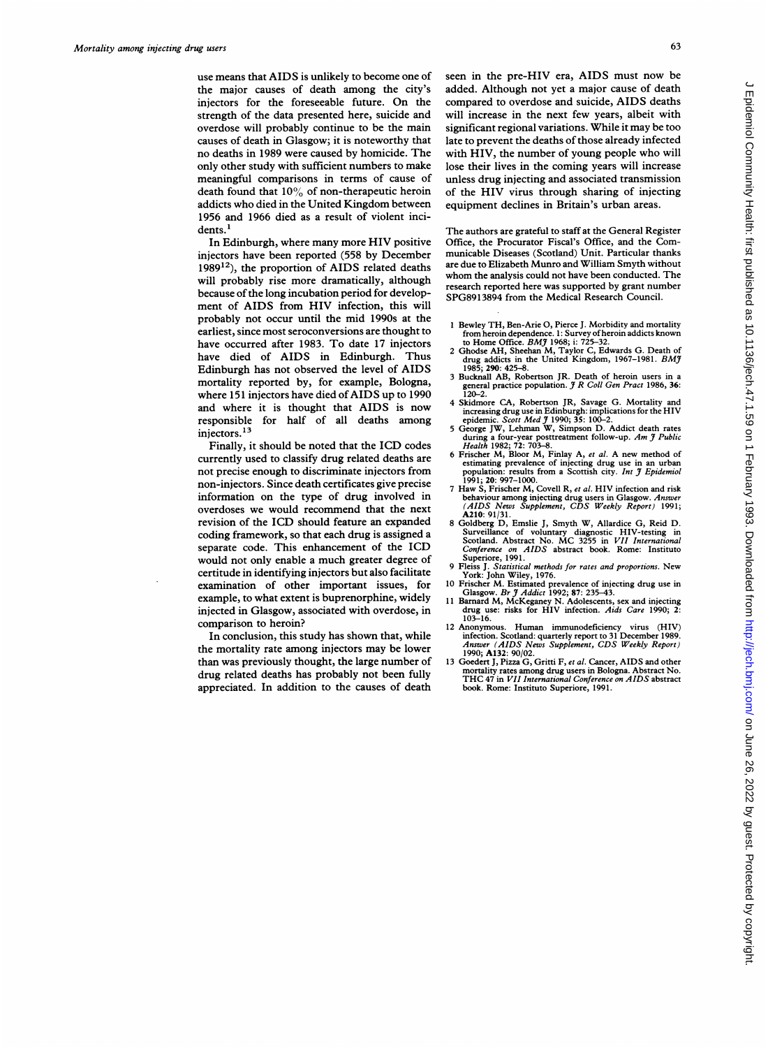use means that AIDS is unlikely to become one of the major causes of death among the city's injectors for the foreseeable future. On the strength of the data presented here, suicide and overdose will probably continue to be the main causes of death in Glasgow; it is noteworthy that no deaths in 1989 were caused by homicide. The only other study with sufficient numbers to make meaningful comparisons in terms of cause of death found that 10% of non-therapeutic heroin addicts who died in the United Kingdom between 1956 and 1966 died as a result of violent incidents.[1]

In Edinburgh, where many more HIV positive injectors have been reported (558 by December 1989[12]), the proportion of AIDS related deaths will probably rise more dramatically, although because of the long incubation period for development of AIDS from HIV infection, this will probably not occur until the mid 1990s at the earliest, since most seroconversions are thought to have occurred after 1983. To date 17 injectors have died of AIDS in Edinburgh. Thus Edinburgh has not observed the level of AIDS mortality reported by, for example, Bologna, where 151 injectors have died of AIDS up to 1990 and where it is thought that AIDS is now responsible for half of all deaths among injectors.[13]

Finally, it should be noted that the ICD codes currently used to classify drug related deaths are not precise enough to discriminate injectors from non-injectors. Since death certificates give precise information on the type of drug involved in overdoses we would recommend that the next revision of the ICD should feature an expanded coding framework, so that each drug is assigned a separate code. This enhancement of the ICD would not only enable a much greater degree of certitude in identifying injectors but also facilitate examination of other important issues, for example, to what extent is buprenorphine, widely injected in Glasgow, associated with overdose, in comparison to heroin?

In conclusion, this study has shown that, while the mortality rate among injectors may be lower than was previously thought, the large number of drug related deaths has probably not been fully appreciated. In addition to the causes of death seen in the pre-HIV era, AIDS must now be added. Although not yet a major cause of death compared to overdose and suicide, AIDS deaths will increase in the next few years, albeit with significant regional variations. While it may be too late to prevent the deaths of those already infected with HIV, the number of young people who will lose their lives in the coming years will increase unless drug injecting and associated transmission of the HIV virus through sharing of injecting equipment declines in Britain's urban areas.

The authors are grateful to staff at the General Register Office, the Procurator Fiscal's Office, and the Communicable Diseases (Scotland) Unit. Particular thanks are due to Elizabeth Munro and William Smyth without whom the analysis could not have been conducted. The research reported here was supported by grant number SPG8913894 from the Medical Research Council.

1. Bewley TH, Ben-Arie O, Pierce J. Morbidity and mortality from heroin dependence. 1: Survey of heroin addicts known to Home Office. *BMJ* 1968; i: 725–32.
2. Ghodse AH, Sheehan M, Taylor C, Edwards G. Death of drug addicts in the United Kingdom, 1967–1981. *BMJ* 1985; **290**: 425–8.
3. Bucknall AB, Robertson JR. Death of heroin users in a general practice population. *J R Coll Gen Pract* 1986, **36**: 120–2.
4. Skidmore CA, Robertson JR, Savage G. Mortality and increasing drug use in Edinburgh: implications for the HIV epidemic. *Scott Med J* 1990; **35**: 100–2.
5. George JW, Lehman W, Simpson D. Addict death rates during a four-year posttreatment follow-up. *Am J Public Health* 1982; **72**: 703–8.
6. Frischer M, Bloor M, Finlay A, *et al.* A new method of estimating prevalence of injecting drug use in an urban population: results from a Scottish city. *Int J Epidemiol* 1991; **20**: 997–1000.
7. Haw S, Frischer M, Covell R, *et al.* HIV infection and risk behaviour among injecting drug users in Glasgow. *Answer (AIDS News Supplement, CDS Weekly Report)* 1991; **A210**: 91/31.
8. Goldberg D, Emslie J, Smyth W, Allardice G, Reid D. Surveillance of voluntary diagnostic HIV-testing in Scotland. Abstract No. MC 3255 in *VII International Conference on AIDS* abstract book. Rome: Instituto Superiore, 1991.
9. Fleiss J. *Statistical methods for rates and proportions.* New York: John Wiley, 1976.
10. Frischer M. Estimated prevalence of injecting drug use in Glasgow. *Br J Addict* 1992; **87**: 235–43.
11. Barnard M, McKeganey N. Adolescents, sex and injecting drug use: risks for HIV infection. *Aids Care* 1990; **2**: 103–16.
12. Anonymous. Human immunodeficiency virus (HIV) infection. Scotland: quarterly report to 31 December 1989. *Answer (AIDS News Supplement, CDS Weekly Report)* 1990; **A132**: 90/02.
13. Goedert J, Pizza G, Gritti F, *et al.* Cancer, AIDS and other mortality rates among drug users in Bologna. Abstract No. THC 47 in *VII International Conference on AIDS* abstract book. Rome: Instituto Superiore, 1991.